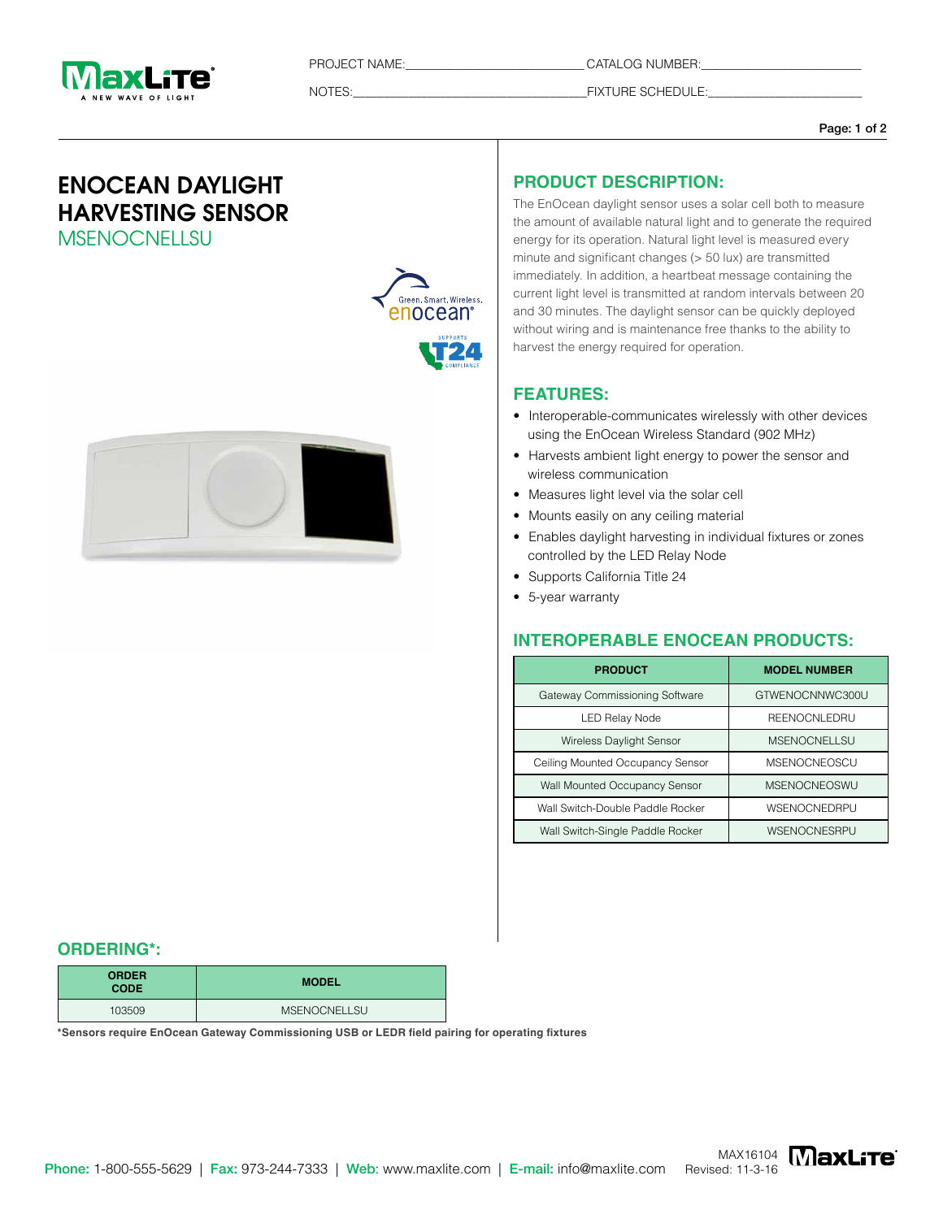PROJECT NAME:\_\_\_\_\_\_\_\_\_\_\_\_\_\_\_\_\_\_\_\_\_\_\_\_\_\_ CATALOG NUMBER:\_\_\_\_\_\_\_\_\_\_\_\_\_\_\_\_\_\_\_\_\_\_\_\_

NOTES:\_\_\_\_\_\_\_\_\_\_\_\_\_\_\_\_\_\_\_\_\_\_\_\_\_\_\_\_\_\_\_\_\_\_\_\_ FIXTURE SCHEDULE:\_\_\_\_\_\_\_\_\_\_\_\_\_\_\_\_\_\_\_\_\_\_\_\_

# ENOCEAN DAYLIGHT HARVESTING SENSOR

## MSENOCNELLSU

## PRODUCT DESCRIPTION:

The EnOcean daylight sensor uses a solar cell both to measure the amount of available natural light and to generate the required energy for its operation. Natural light level is measured every minute and significant changes (> 50 lux) are transmitted immediately. In addition, a heartbeat message containing the current light level is transmitted at random intervals between 20 and 30 minutes. The daylight sensor can be quickly deployed without wiring and is maintenance free thanks to the ability to harvest the energy required for operation.

## FEATURES:

- Interoperable-communicates wirelessly with other devices using the EnOcean Wireless Standard (902 MHz)
- Harvests ambient light energy to power the sensor and wireless communication
- Measures light level via the solar cell
- Mounts easily on any ceiling material
- Enables daylight harvesting in individual fixtures or zones controlled by the LED Relay Node
- Supports California Title 24
- 5-year warranty

## INTEROPERABLE ENOCEAN PRODUCTS:

| PRODUCT | MODEL NUMBER |
|---|---|
| Gateway Commissioning Software | GTWENOCNNWC300U |
| LED Relay Node | REENOCNLEDRU |
| Wireless Daylight Sensor | MSENOCNELLSU |
| Ceiling Mounted Occupancy Sensor | MSENOCNEOSCU |
| Wall Mounted Occupancy Sensor | MSENOCNEOSWU |
| Wall Switch-Double Paddle Rocker | WSENOCNEDRPU |
| Wall Switch-Single Paddle Rocker | WSENOCNESRPU |

## ORDERING*:

| ORDER CODE | MODEL |
|---|---|
| 103509 | MSENOCNELLSU |

**\*Sensors require EnOcean Gateway Commissioning USB or LEDR field pairing for operating fixtures**

**Phone:** 1-800-555-5629 | **Fax:** 973-244-7333 | **Web:** www.maxlite.com | **E-mail:** info@maxlite.com

MAX16104
Revised: 11-3-16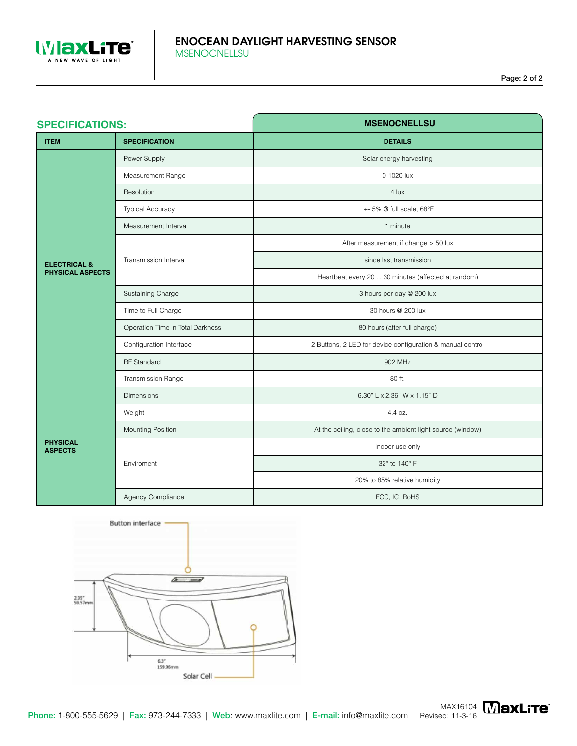# ENOCEAN DAYLIGHT HARVESTING SENSOR
MSENOCNELLSU

## SPECIFICATIONS:

| ITEM | SPECIFICATION | MSENOCNELLSU DETAILS |
|---|---|---|
| ELECTRICAL & PHYSICAL ASPECTS | Power Supply | Solar energy harvesting |
| | Measurement Range | 0-1020 lux |
| | Resolution | 4 lux |
| | Typical Accuracy | +- 5% @ full scale, 68°F |
| | Measurement Interval | 1 minute |
| | Transmission Interval | After measurement if change > 50 lux |
| | | since last transmission |
| | | Heartbeat every 20 ... 30 minutes (affected at random) |
| | Sustaining Charge | 3 hours per day @ 200 lux |
| | Time to Full Charge | 30 hours @ 200 lux |
| | Operation Time in Total Darkness | 80 hours (after full charge) |
| | Configuration Interface | 2 Buttons, 2 LED for device configuration & manual control |
| | RF Standard | 902 MHz |
| | Transmission Range | 80 ft. |
| PHYSICAL ASPECTS | Dimensions | 6.30" L x 2.36" W x 1.15" D |
| | Weight | 4.4 oz. |
| | Mounting Position | At the ceiling, close to the ambient light source (window) |
| | Enviroment | Indoor use only |
| | | 32° to 140° F |
| | | 20% to 85% relative humidity |
| | Agency Compliance | FCC, IC, RoHS |

Button interface

2.35"
59.57mm

6.3"
159.96mm

Solar Cell

**Phone:** 1-800-555-5629 | **Fax:** 973-244-7333 | **Web:** www.maxlite.com | **E-mail:** info@maxlite.com

MAX16104
Revised: 11-3-16